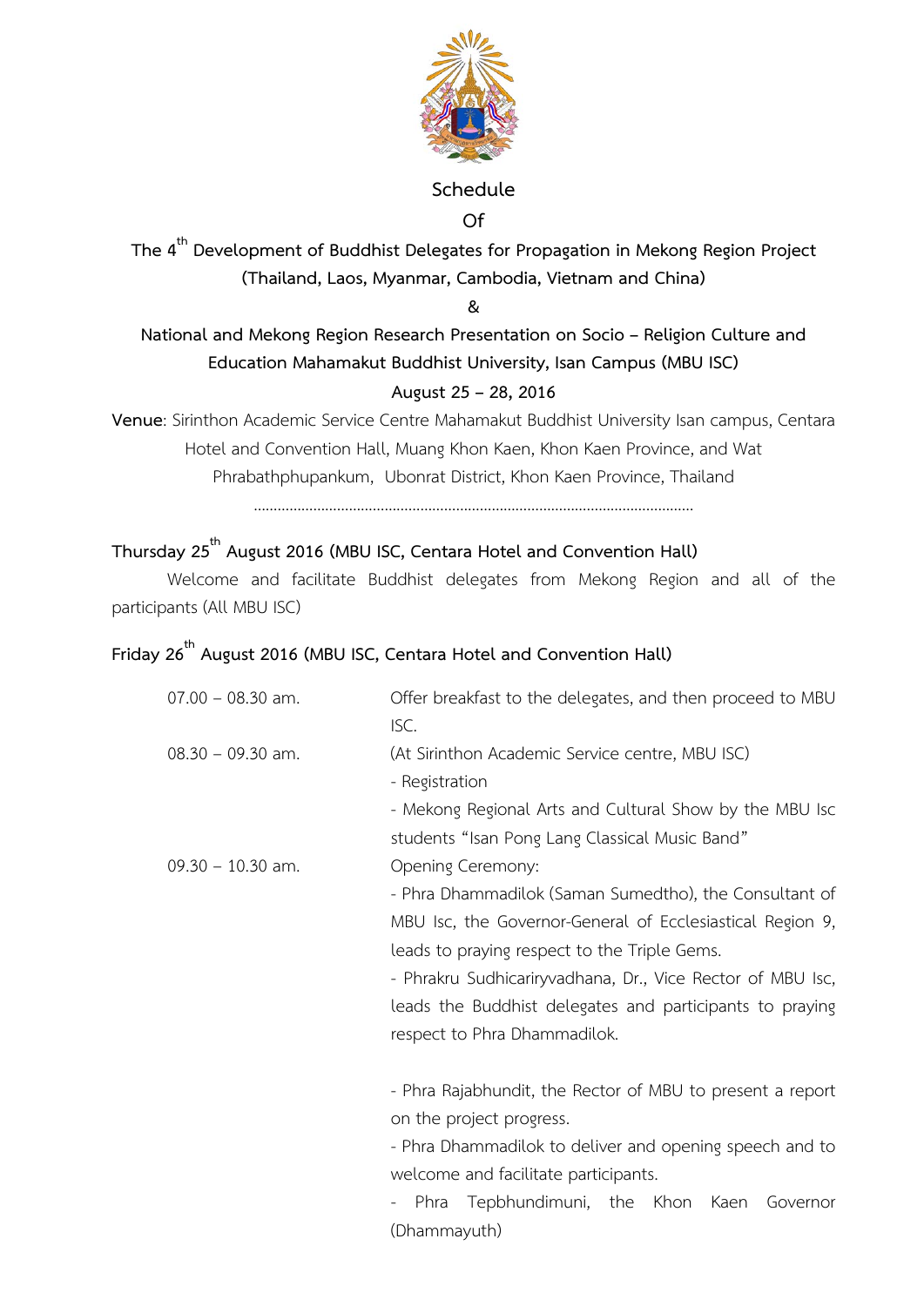# Schedule

# Of

## The 4th Development of Buddhist Delegates for Propagation in Mekong Region Project (Thailand, Laos, Myanmar, Cambodia, Vietnam and China)

## &

## National and Mekong Region Research Presentation on Socio – Religion Culture and Education Mahamakut Buddhist University, Isan Campus (MBU ISC)

## August 25 – 28, 2016

**Venue**: Sirinthon Academic Service Centre Mahamakut Buddhist University Isan campus, Centara Hotel and Convention Hall, Muang Khon Kaen, Khon Kaen Province, and Wat Phrabathphupankum, Ubonrat District, Khon Kaen Province, Thailand

……………………………………………………………………………………………

### Thursday 25th August 2016 (MBU ISC, Centara Hotel and Convention Hall)

Welcome and facilitate Buddhist delegates from Mekong Region and all of the participants (All MBU ISC)

### Friday 26th August 2016 (MBU ISC, Centara Hotel and Convention Hall)

| | |
|---|---|
| 07.00 – 08.30 am. | Offer breakfast to the delegates, and then proceed to MBU ISC. |
| 08.30 – 09.30 am. | (At Sirinthon Academic Service centre, MBU ISC)<br>- Registration<br>- Mekong Regional Arts and Cultural Show by the MBU Isc students "Isan Pong Lang Classical Music Band" |
| 09.30 – 10.30 am. | Opening Ceremony:<br>- Phra Dhammadilok (Saman Sumedtho), the Consultant of MBU Isc, the Governor-General of Ecclesiastical Region 9, leads to praying respect to the Triple Gems.<br>- Phrakru Sudhicariryvadhana, Dr., Vice Rector of MBU Isc, leads the Buddhist delegates and participants to praying respect to Phra Dhammadilok.<br><br>- Phra Rajabhundit, the Rector of MBU to present a report on the project progress.<br>- Phra Dhammadilok to deliver and opening speech and to welcome and facilitate participants.<br>- Phra Tepbhundimuni, the Khon Kaen Governor (Dhammayuth) |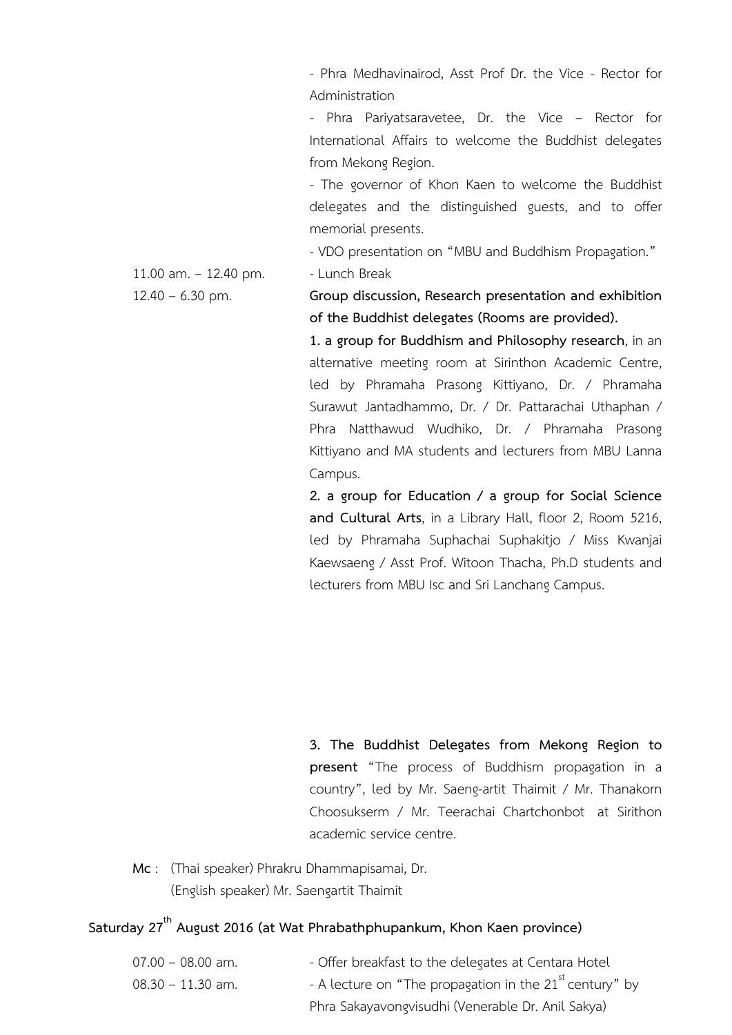- Phra Medhavinairod, Asst Prof Dr. the Vice - Rector for Administration

- Phra Pariyatsaravetee, Dr. the Vice – Rector for International Affairs to welcome the Buddhist delegates from Mekong Region.

- The governor of Khon Kaen to welcome the Buddhist delegates and the distinguished guests, and to offer memorial presents.

- VDO presentation on "MBU and Buddhism Propagation."

11.00 am. – 12.40 pm. - Lunch Break

12.40 – 6.30 pm. **Group discussion, Research presentation and exhibition of the Buddhist delegates (Rooms are provided).**

**1. a group for Buddhism and Philosophy research**, in an alternative meeting room at Sirinthon Academic Centre, led by Phramaha Prasong Kittiyano, Dr. / Phramaha Surawut Jantadhammo, Dr. / Dr. Pattarachai Uthaphan / Phra Natthawud Wudhiko, Dr. / Phramaha Prasong Kittiyano and MA students and lecturers from MBU Lanna Campus.

**2. a group for Education / a group for Social Science and Cultural Arts**, in a Library Hall, floor 2, Room 5216, led by Phramaha Suphachai Suphakitjo / Miss Kwanjai Kaewsaeng / Asst Prof. Witoon Thacha, Ph.D students and lecturers from MBU Isc and Sri Lanchang Campus.

**3. The Buddhist Delegates from Mekong Region to present** "The process of Buddhism propagation in a country", led by Mr. Saeng-artit Thaimit / Mr. Thanakorn Choosukserm / Mr. Teerachai Chartchonbot at Sirithon academic service centre.

**Mc** : (Thai speaker) Phrakru Dhammapisamai, Dr.
(English speaker) Mr. Saengartit Thaimit

**Saturday 27th August 2016 (at Wat Phrabathphupankum, Khon Kaen province)**

07.00 – 08.00 am. - Offer breakfast to the delegates at Centara Hotel

08.30 – 11.30 am. - A lecture on "The propagation in the 21st century" by Phra Sakayavongvisudhi (Venerable Dr. Anil Sakya)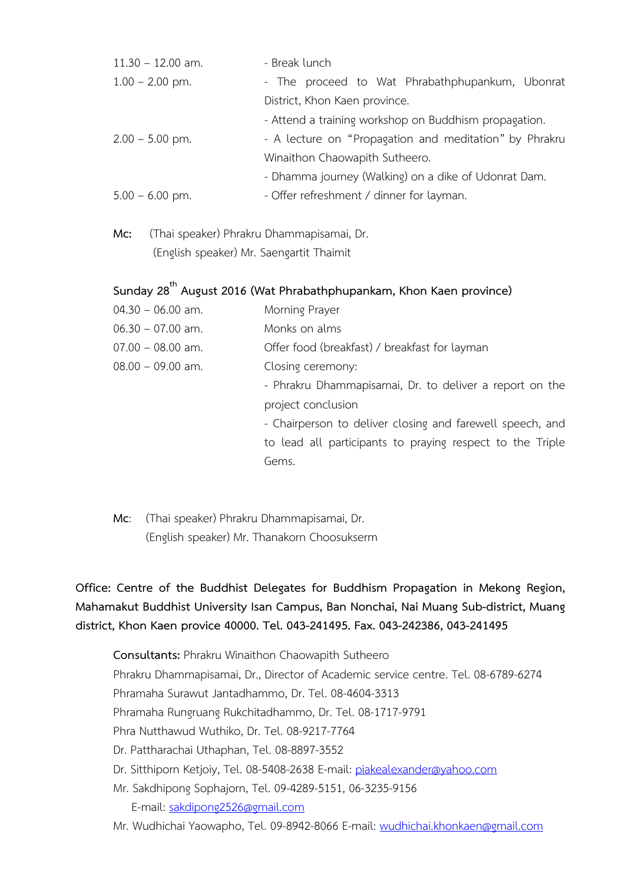| | |
|---|---|
| 11.30 – 12.00 am. | - Break lunch |
| 1.00 – 2.00 pm. | - The proceed to Wat Phrabathphupankum, Ubonrat District, Khon Kaen province. |
| | - Attend a training workshop on Buddhism propagation. |
| 2.00 – 5.00 pm. | - A lecture on "Propagation and meditation" by Phrakru Winaithon Chaowapith Sutheero. |
| | - Dhamma journey (Walking) on a dike of Udonrat Dam. |
| 5.00 – 6.00 pm. | - Offer refreshment / dinner for layman. |

**Mc:** (Thai speaker) Phrakru Dhammapisamai, Dr.
(English speaker) Mr. Saengartit Thaimit

**Sunday 28th August 2016 (Wat Phrabathphupankam, Khon Kaen province)**

| | |
|---|---|
| 04.30 – 06.00 am. | Morning Prayer |
| 06.30 – 07.00 am. | Monks on alms |
| 07.00 – 08.00 am. | Offer food (breakfast) / breakfast for layman |
| 08.00 – 09.00 am. | Closing ceremony: |
| | - Phrakru Dhammapisamai, Dr. to deliver a report on the project conclusion |
| | - Chairperson to deliver closing and farewell speech, and to lead all participants to praying respect to the Triple Gems. |

**Mc**: (Thai speaker) Phrakru Dhammapisamai, Dr.
(English speaker) Mr. Thanakorn Choosukserm

**Office: Centre of the Buddhist Delegates for Buddhism Propagation in Mekong Region, Mahamakut Buddhist University Isan Campus, Ban Nonchai, Nai Muang Sub-district, Muang district, Khon Kaen provice 40000. Tel. 043-241495. Fax. 043-242386, 043-241495**

**Consultants:** Phrakru Winaithon Chaowapith Sutheero
Phrakru Dhammapisamai, Dr., Director of Academic service centre. Tel. 08-6789-6274
Phramaha Surawut Jantadhammo, Dr. Tel. 08-4604-3313
Phramaha Rungruang Rukchitadhammo, Dr. Tel. 08-1717-9791
Phra Nutthawud Wuthiko, Dr. Tel. 08-9217-7764
Dr. Pattharachai Uthaphan, Tel. 08-8897-3552
Dr. Sitthiporn Ketjoiy, Tel. 08-5408-2638 E-mail: piakealexander@yahoo.com
Mr. Sakdhipong Sophajorn, Tel. 09-4289-5151, 06-3235-9156
E-mail: sakdipong2526@gmail.com
Mr. Wudhichai Yaowapho, Tel. 09-8942-8066 E-mail: wudhichai.khonkaen@gmail.com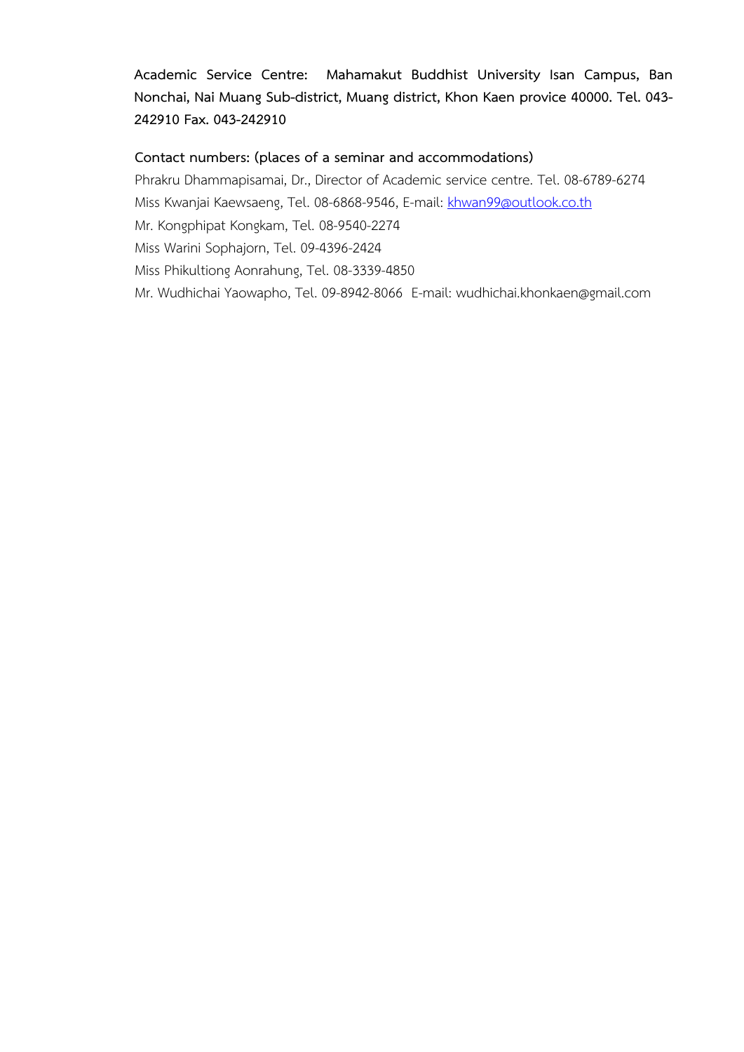**Academic Service Centre: Mahamakut Buddhist University Isan Campus, Ban Nonchai, Nai Muang Sub-district, Muang district, Khon Kaen provice 40000. Tel. 043-242910 Fax. 043-242910**

**Contact numbers: (places of a seminar and accommodations)**

Phrakru Dhammapisamai, Dr., Director of Academic service centre. Tel. 08-6789-6274
Miss Kwanjai Kaewsaeng, Tel. 08-6868-9546, E-mail: khwan99@outlook.co.th
Mr. Kongphipat Kongkam, Tel. 08-9540-2274
Miss Warini Sophajorn, Tel. 09-4396-2424
Miss Phikultiong Aonrahung, Tel. 08-3339-4850
Mr. Wudhichai Yaowapho, Tel. 09-8942-8066 E-mail: wudhichai.khonkaen@gmail.com